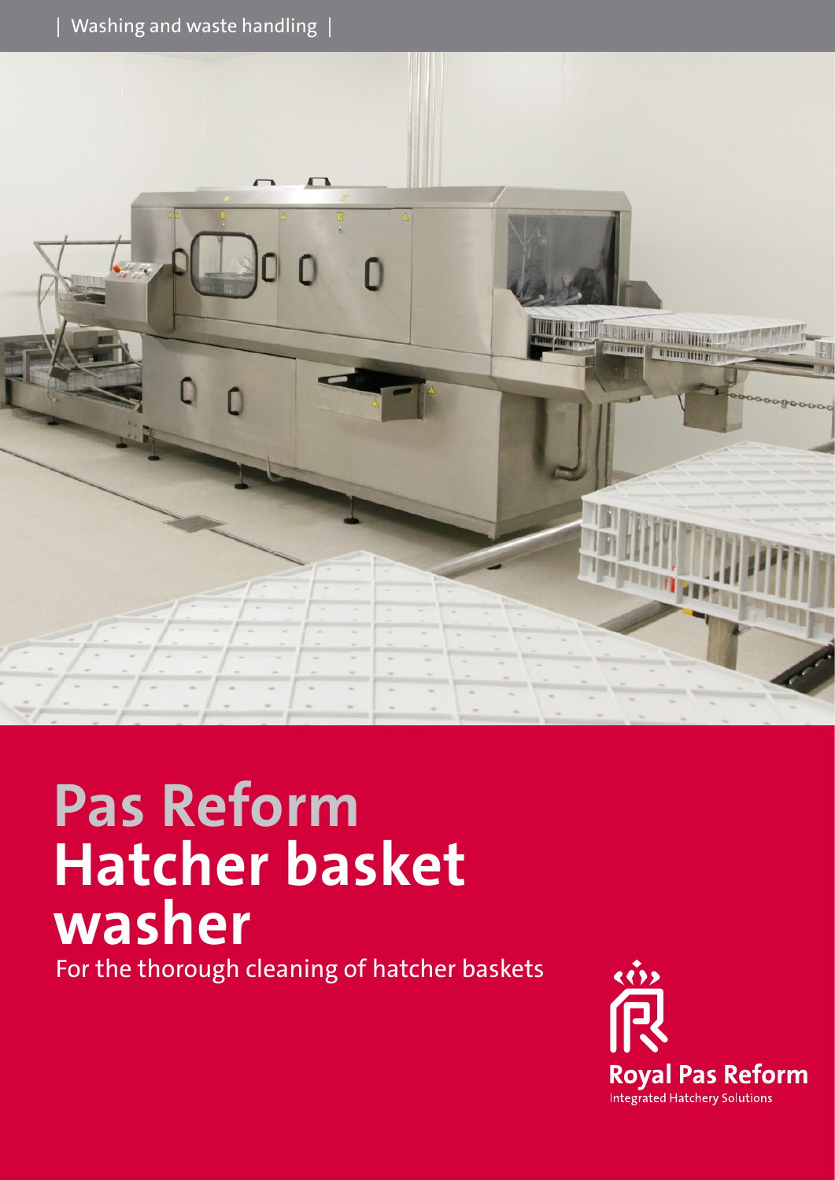| Washing and waste handling |

# Pas Reform Hatcher basket washer

For the thorough cleaning of hatcher baskets

Royal Pas Reform

Integrated Hatchery Solutions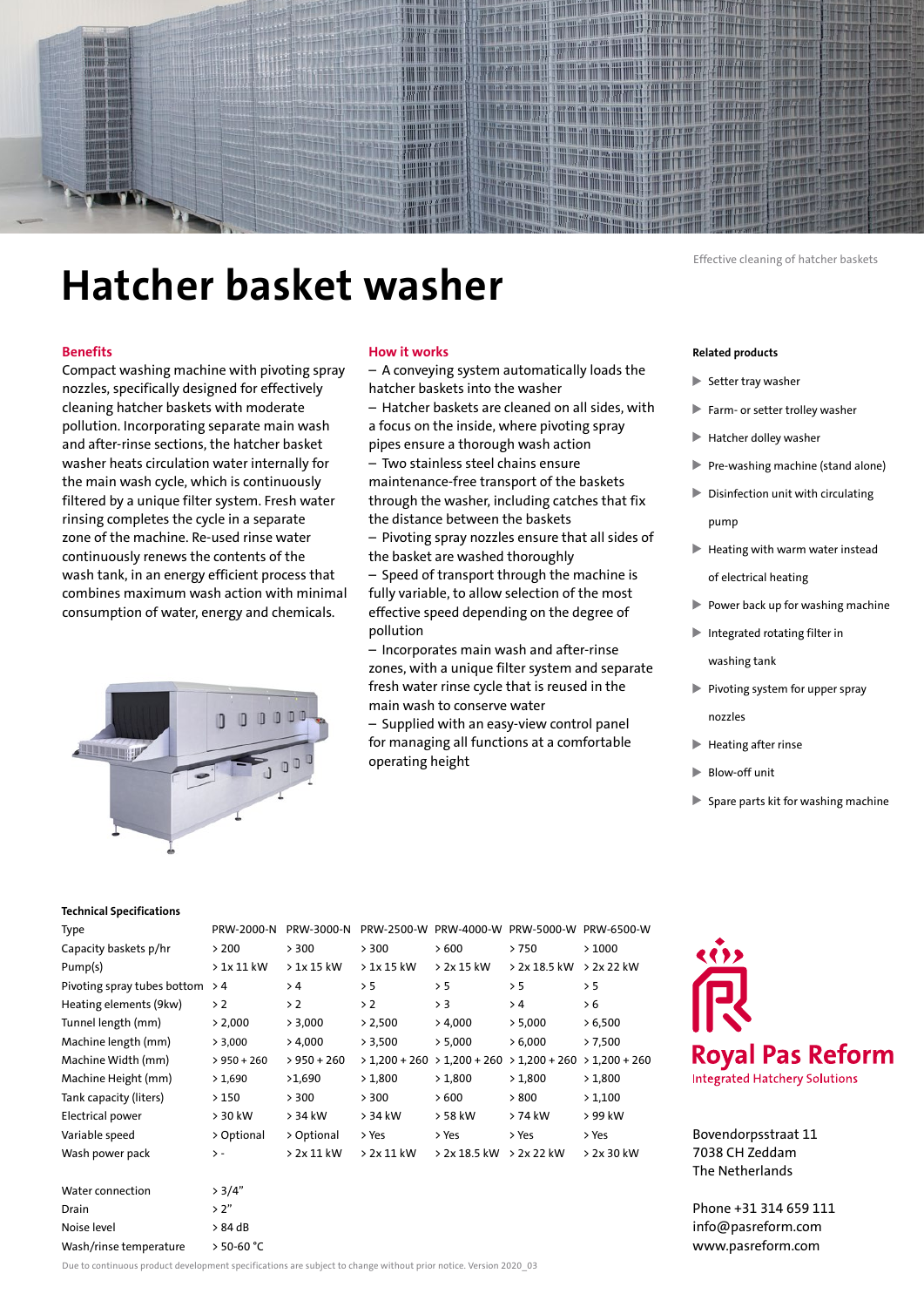Effective cleaning of hatcher baskets

# Hatcher basket washer

### Benefits

Compact washing machine with pivoting spray nozzles, specifically designed for effectively cleaning hatcher baskets with moderate pollution. Incorporating separate main wash and after-rinse sections, the hatcher basket washer heats circulation water internally for the main wash cycle, which is continuously filtered by a unique filter system. Fresh water rinsing completes the cycle in a separate zone of the machine. Re-used rinse water continuously renews the contents of the wash tank, in an energy efficient process that combines maximum wash action with minimal consumption of water, energy and chemicals.

### How it works

– A conveying system automatically loads the hatcher baskets into the washer
– Hatcher baskets are cleaned on all sides, with a focus on the inside, where pivoting spray pipes ensure a thorough wash action
– Two stainless steel chains ensure maintenance-free transport of the baskets through the washer, including catches that fix the distance between the baskets
– Pivoting spray nozzles ensure that all sides of the basket are washed thoroughly
– Speed of transport through the machine is fully variable, to allow selection of the most effective speed depending on the degree of pollution
– Incorporates main wash and after-rinse zones, with a unique filter system and separate fresh water rinse cycle that is reused in the main wash to conserve water
– Supplied with an easy-view control panel for managing all functions at a comfortable operating height

### Related products

- Setter tray washer
- Farm- or setter trolley washer
- Hatcher dolley washer
- Pre-washing machine (stand alone)
- Disinfection unit with circulating pump
- Heating with warm water instead of electrical heating
- Power back up for washing machine
- Integrated rotating filter in washing tank
- Pivoting system for upper spray nozzles
- Heating after rinse
- Blow-off unit
- Spare parts kit for washing machine

### Technical Specifications

| Type | PRW-2000-N | PRW-3000-N | PRW-2500-W | PRW-4000-W | PRW-5000-W | PRW-6500-W |
|---|---|---|---|---|---|---|
| Capacity baskets p/hr | > 200 | > 300 | > 300 | > 600 | > 750 | > 1000 |
| Pump(s) | > 1x 11 kW | > 1x 15 kW | > 1x 15 kW | > 2x 15 kW | > 2x 18.5 kW | > 2x 22 kW |
| Pivoting spray tubes bottom | > 4 | > 4 | > 5 | > 5 | > 5 | > 5 |
| Heating elements (9kw) | > 2 | > 2 | > 2 | > 3 | > 4 | > 6 |
| Tunnel length (mm) | > 2,000 | > 3,000 | > 2,500 | > 4,000 | > 5,000 | > 6,500 |
| Machine length (mm) | > 3,000 | > 4,000 | > 3,500 | > 5,000 | > 6,000 | > 7,500 |
| Machine Width (mm) | > 950 + 260 | > 950 + 260 | > 1,200 + 260 | > 1,200 + 260 | > 1,200 + 260 | > 1,200 + 260 |
| Machine Height (mm) | > 1,690 | >1,690 | > 1,800 | > 1,800 | > 1,800 | > 1,800 |
| Tank capacity (liters) | > 150 | > 300 | > 300 | > 600 | > 800 | > 1,100 |
| Electrical power | > 30 kW | > 34 kW | > 34 kW | > 58 kW | > 74 kW | > 99 kW |
| Variable speed | > Optional | > Optional | > Yes | > Yes | > Yes | > Yes |
| Wash power pack | > - | > 2x 11 kW | > 2x 11 kW | > 2x 18.5 kW | > 2x 22 kW | > 2x 30 kW |

| | |
|---|---|
| Water connection | > 3/4" |
| Drain | > 2" |
| Noise level | > 84 dB |
| Wash/rinse temperature | > 50-60 °C |

Due to continuous product development specifications are subject to change without prior notice. Version 2020_03

**Royal Pas Reform**
Integrated Hatchery Solutions

Bovendorpsstraat 11
7038 CH Zeddam
The Netherlands

Phone +31 314 659 111
info@pasreform.com
www.pasreform.com